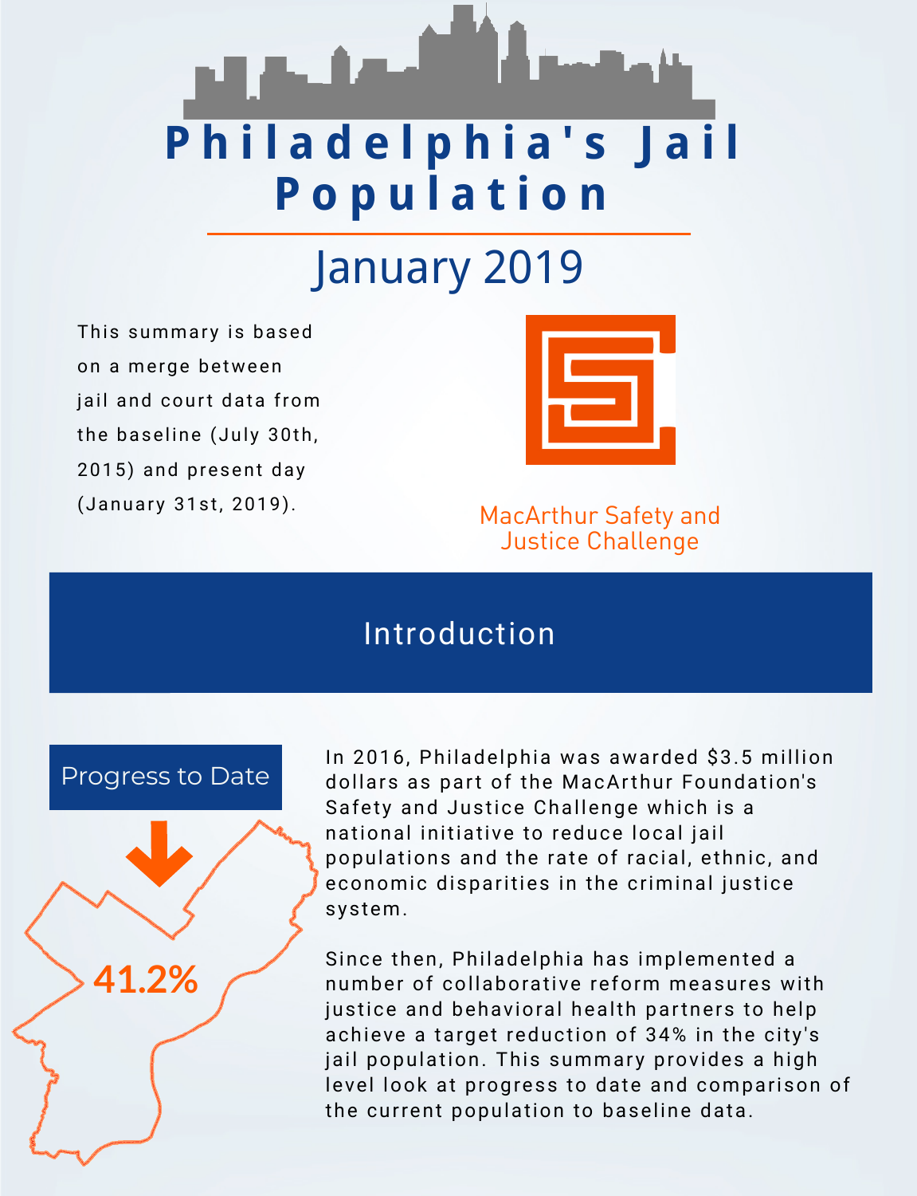# Philadelphia's Jail Population

## January 2019

This summary is based on a merge between jail and court data from the baseline (July 30th, 2015) and present day (January 31st, 2019).

MacArthur Safety and Justice Challenge

## Introduction

**Progress to Date**

**41.2%**

In 2016, Philadelphia was awarded $3.5 million dollars as part of the MacArthur Foundation's Safety and Justice Challenge which is a national initiative to reduce local jail populations and the rate of racial, ethnic, and economic disparities in the criminal justice system.

Since then, Philadelphia has implemented a number of collaborative reform measures with justice and behavioral health partners to help achieve a target reduction of 34% in the city's jail population. This summary provides a high level look at progress to date and comparison of the current population to baseline data.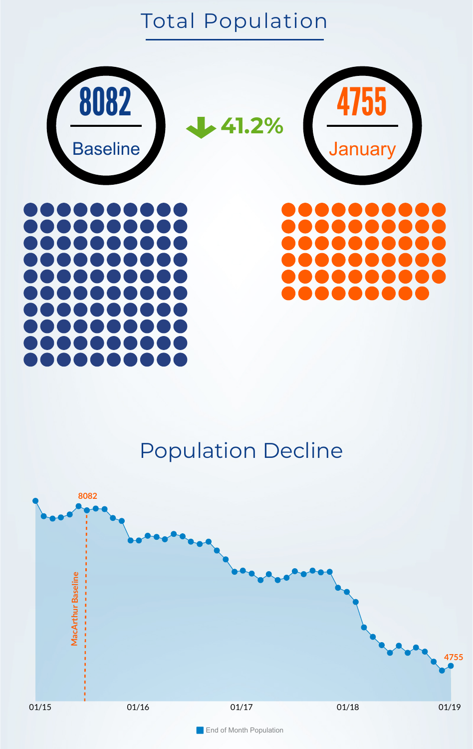# Total Population

**8082**
Baseline

↓ 41.2%

**4755**
January

# Population Decline

8082

MacArthur Baseline

4755

01/15 01/16 01/17 01/18 01/19

End of Month Population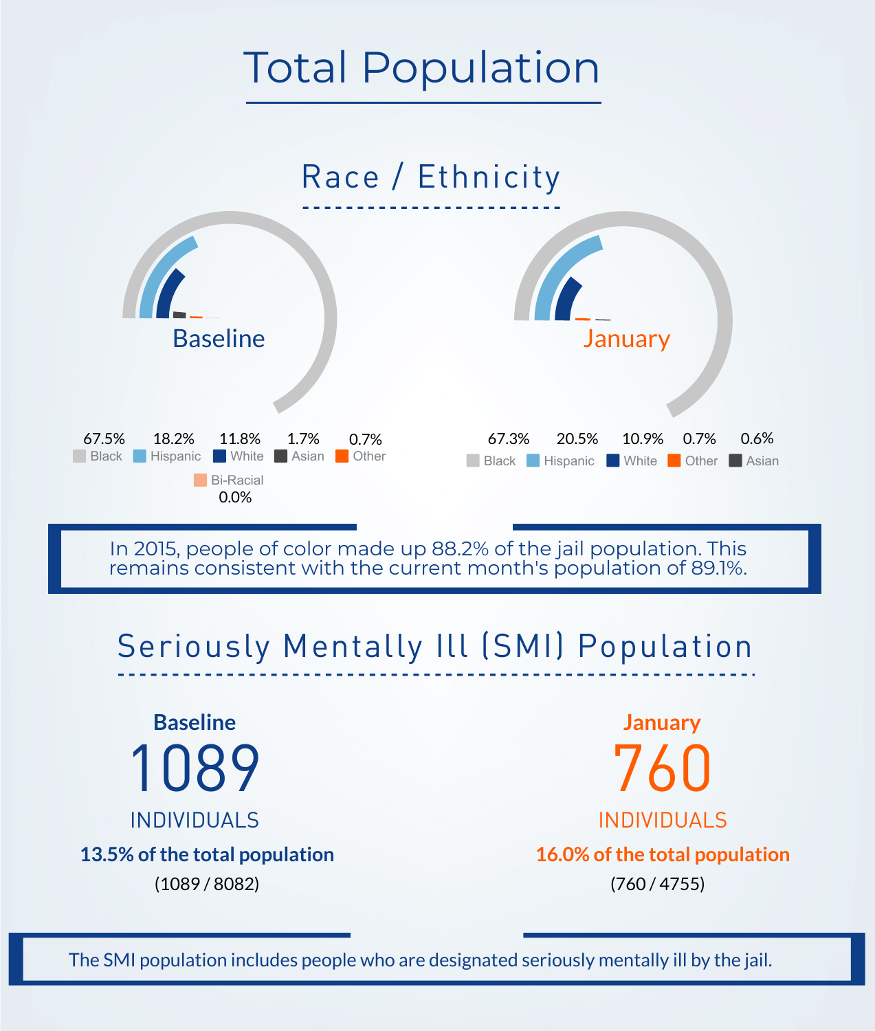# Total Population

## Race / Ethnicity

**Baseline**

| Black | Hispanic | White | Asian | Other | Bi-Racial |
|---|---|---|---|---|---|
| 67.5% | 18.2% | 11.8% | 1.7% | 0.7% | 0.0% |

**January**

| Black | Hispanic | White | Other | Asian |
|---|---|---|---|---|
| 67.3% | 20.5% | 10.9% | 0.7% | 0.6% |

In 2015, people of color made up 88.2% of the jail population. This remains consistent with the current month's population of 89.1%.

## Seriously Mentally Ill (SMI) Population

**Baseline**

1089

INDIVIDUALS

**13.5% of the total population**

(1089 / 8082)

**January**

760

INDIVIDUALS

**16.0% of the total population**

(760 / 4755)

The SMI population includes people who are designated seriously mentally ill by the jail.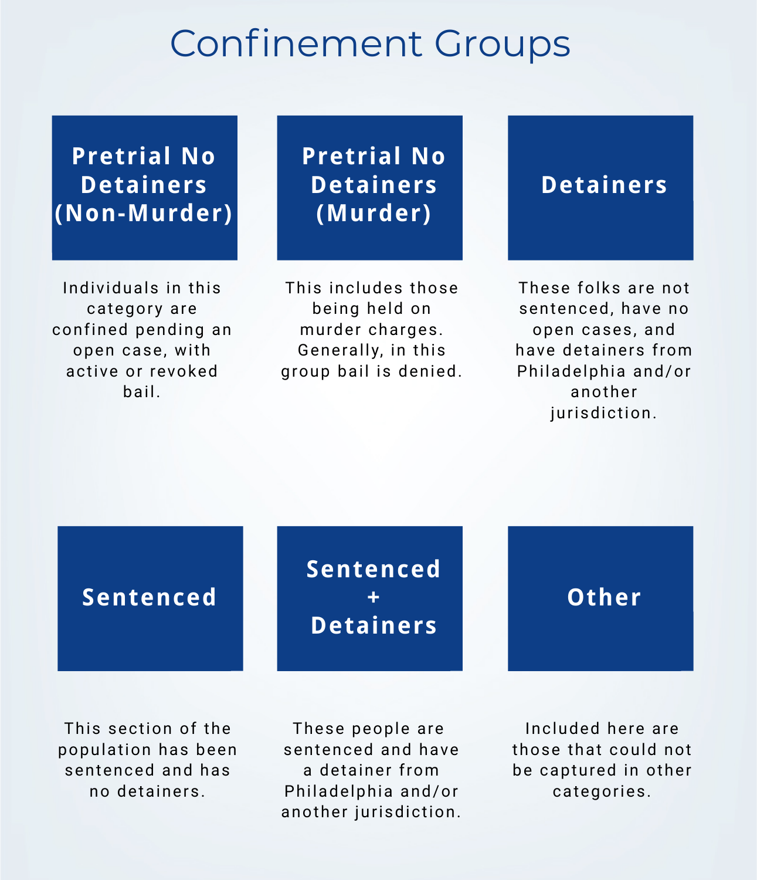# Confinement Groups

### Pretrial No Detainers (Non-Murder)

Individuals in this category are confined pending an open case, with active or revoked bail.

### Pretrial No Detainers (Murder)

This includes those being held on murder charges. Generally, in this group bail is denied.

### Detainers

These folks are not sentenced, have no open cases, and have detainers from Philadelphia and/or another jurisdiction.

### Sentenced

This section of the population has been sentenced and has no detainers.

### Sentenced + Detainers

These people are sentenced and have a detainer from Philadelphia and/or another jurisdiction.

### Other

Included here are those that could not be captured in other categories.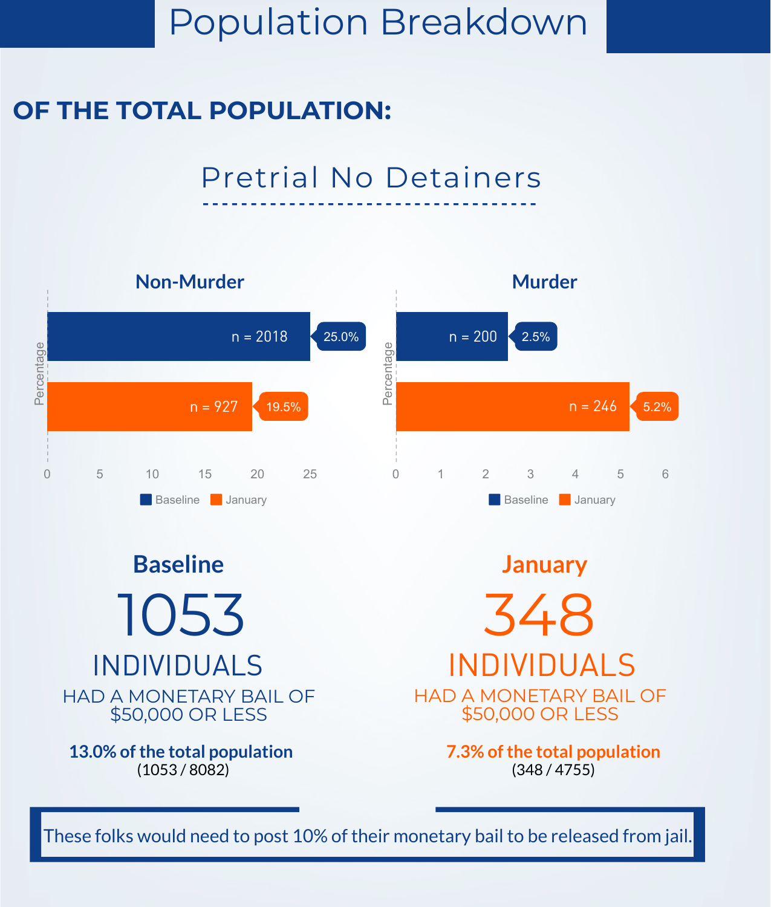# Population Breakdown

## OF THE TOTAL POPULATION:

### Pretrial No Detainers

**Non-Murder**

| | n | Percentage |
|---|---|---|
| Baseline | 2018 | 25.0% |
| January | 927 | 19.5% |

**Murder**

| | n | Percentage |
|---|---|---|
| Baseline | 200 | 2.5% |
| January | 246 | 5.2% |

**Baseline**

1053

INDIVIDUALS

HAD A MONETARY BAIL OF $50,000 OR LESS

**13.0% of the total population**
(1053 / 8082)

**January**

348

INDIVIDUALS

HAD A MONETARY BAIL OF $50,000 OR LESS

**7.3% of the total population**
(348 / 4755)

These folks would need to post 10% of their monetary bail to be released from jail.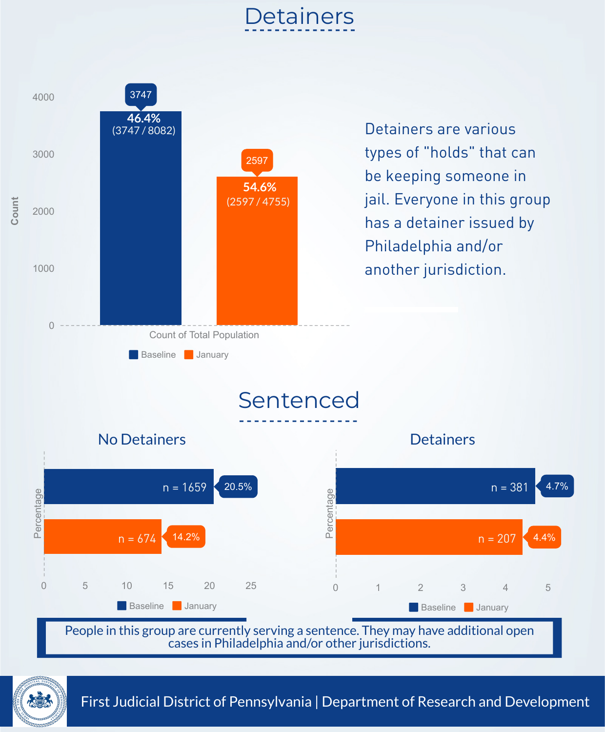# Detainers

4000

3000

2000

1000

0

Count

3747

46.4%

(3747 / 8082)

2597

54.6%

(2597 / 4755)

Count of Total Population

Baseline January

Detainers are various types of "holds" that can be keeping someone in jail. Everyone in this group has a detainer issued by Philadelphia and/or another jurisdiction.

# Sentenced

## No Detainers

Percentage

n = 1659 20.5%

n = 674 14.2%

0 5 10 15 20 25

Baseline January

## Detainers

Percentage

n = 381 4.7%

n = 207 4.4%

0 1 2 3 4 5

Baseline January

People in this group are currently serving a sentence. They may have additional open cases in Philadelphia and/or other jurisdictions.

First Judicial District of Pennsylvania | Department of Research and Development